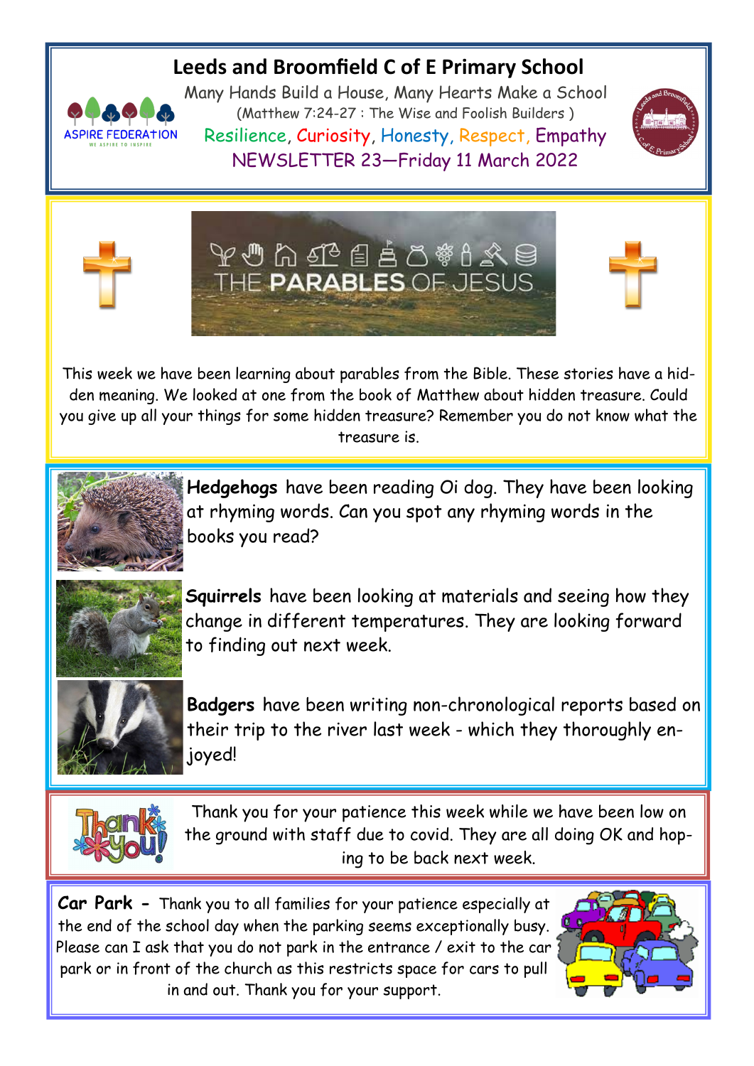# Leeds and Broomfield C of E Primary School

ASPIRE FEDERATION
WE ASPIRE TO INSPIRE

Many Hands Build a House, Many Hearts Make a School
(Matthew 7:24-27 : The Wise and Foolish Builders )

Resilience, Curiosity, Honesty, Respect, Empathy

NEWSLETTER 23—Friday 11 March 2022

THE PARABLES OF JESUS

This week we have been learning about parables from the Bible. These stories have a hidden meaning. We looked at one from the book of Matthew about hidden treasure. Could you give up all your things for some hidden treasure? Remember you do not know what the treasure is.

**Hedgehogs** have been reading Oi dog. They have been looking at rhyming words. Can you spot any rhyming words in the books you read?

**Squirrels** have been looking at materials and seeing how they change in different temperatures. They are looking forward to finding out next week.

**Badgers** have been writing non-chronological reports based on their trip to the river last week - which they thoroughly enjoyed!

Thank you for your patience this week while we have been low on the ground with staff due to covid. They are all doing OK and hoping to be back next week.

**Car Park -** Thank you to all families for your patience especially at the end of the school day when the parking seems exceptionally busy. Please can I ask that you do not park in the entrance / exit to the car park or in front of the church as this restricts space for cars to pull in and out. Thank you for your support.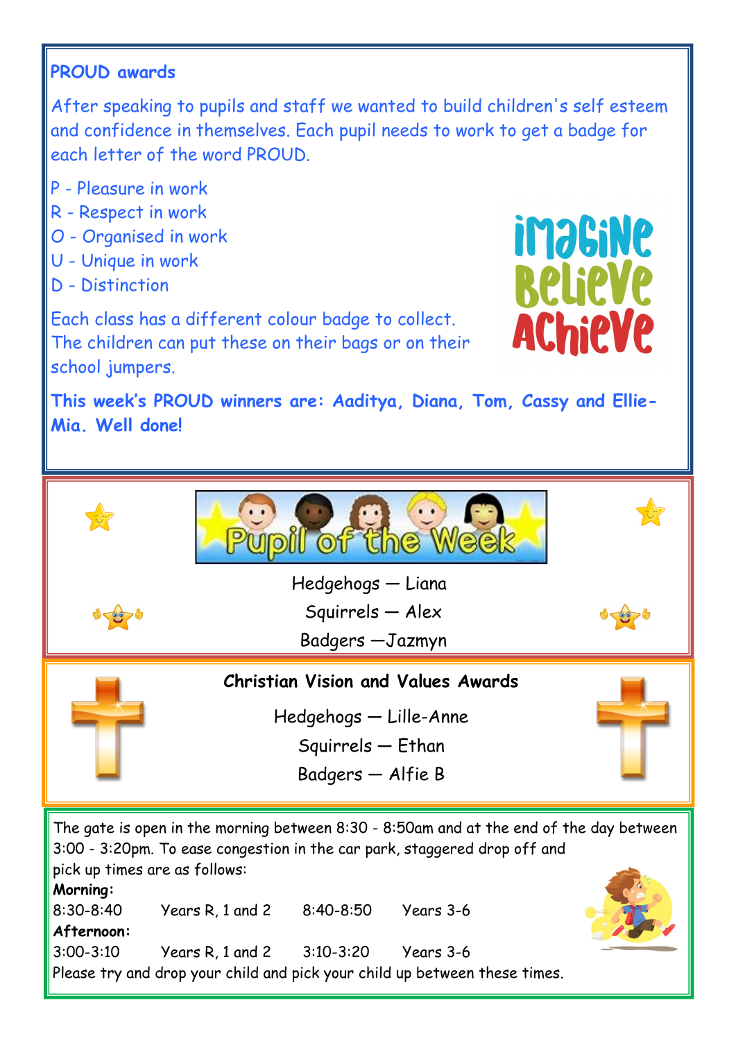## PROUD awards

After speaking to pupils and staff we wanted to build children's self esteem and confidence in themselves. Each pupil needs to work to get a badge for each letter of the word PROUD.

P - Pleasure in work
R - Respect in work
O - Organised in work
U - Unique in work
D - Distinction

Each class has a different colour badge to collect. The children can put these on their bags or on their school jumpers.

**This week's PROUD winners are: Aaditya, Diana, Tom, Cassy and Ellie-Mia. Well done!**

## Pupil of the Week

Hedgehogs — Liana
Squirrels — Alex
Badgers —Jazmyn

## Christian Vision and Values Awards

Hedgehogs — Lille-Anne
Squirrels — Ethan
Badgers — Alfie B

The gate is open in the morning between 8:30 - 8:50am and at the end of the day between 3:00 - 3:20pm. To ease congestion in the car park, staggered drop off and pick up times are as follows:

**Morning:**

| | | | |
|---|---|---|---|
| 8:30-8:40 | Years R, 1 and 2 | 8:40-8:50 | Years 3-6 |

**Afternoon:**

| | | | |
|---|---|---|---|
| 3:00-3:10 | Years R, 1 and 2 | 3:10-3:20 | Years 3-6 |

Please try and drop your child and pick your child up between these times.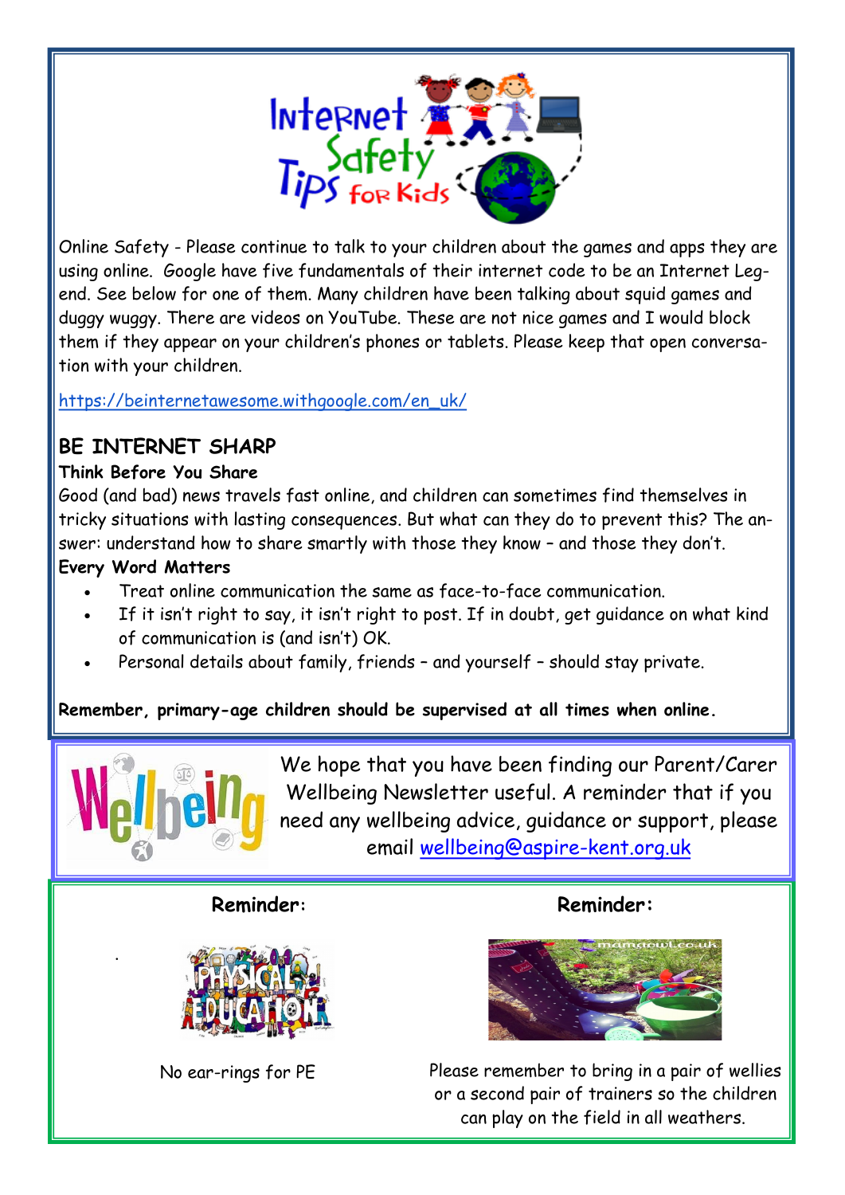# Internet Safety Tips for Kids

Online Safety - Please continue to talk to your children about the games and apps they are using online. Google have five fundamentals of their internet code to be an Internet Legend. See below for one of them. Many children have been talking about squid games and duggy wuggy. There are videos on YouTube. These are not nice games and I would block them if they appear on your children's phones or tablets. Please keep that open conversation with your children.

https://beinternetawesome.withgoogle.com/en_uk/

## BE INTERNET SHARP

**Think Before You Share**

Good (and bad) news travels fast online, and children can sometimes find themselves in tricky situations with lasting consequences. But what can they do to prevent this? The answer: understand how to share smartly with those they know – and those they don't.

**Every Word Matters**

- Treat online communication the same as face-to-face communication.
- If it isn't right to say, it isn't right to post. If in doubt, get guidance on what kind of communication is (and isn't) OK.
- Personal details about family, friends – and yourself – should stay private.

**Remember, primary-age children should be supervised at all times when online.**

## Wellbeing

We hope that you have been finding our Parent/Carer Wellbeing Newsletter useful. A reminder that if you need any wellbeing advice, guidance or support, please email wellbeing@aspire-kent.org.uk

**Reminder:**

PHYSICAL EDUCATION

No ear-rings for PE

**Reminder:**

Please remember to bring in a pair of wellies or a second pair of trainers so the children can play on the field in all weathers.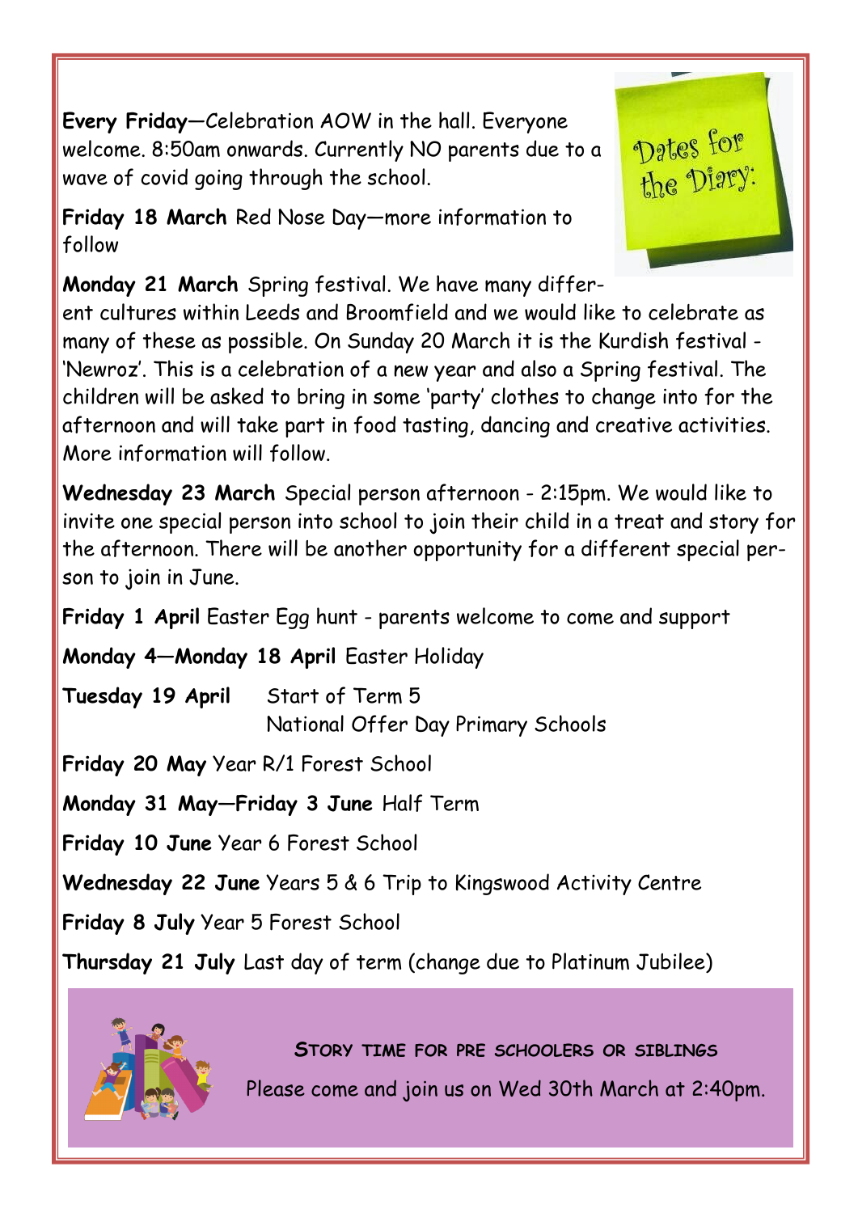## Dates for the Diary:

**Every Friday**—Celebration AOW in the hall. Everyone welcome. 8:50am onwards. Currently NO parents due to a wave of covid going through the school.

**Friday 18 March** Red Nose Day—more information to follow

**Monday 21 March** Spring festival. We have many different cultures within Leeds and Broomfield and we would like to celebrate as many of these as possible. On Sunday 20 March it is the Kurdish festival - 'Newroz'. This is a celebration of a new year and also a Spring festival. The children will be asked to bring in some 'party' clothes to change into for the afternoon and will take part in food tasting, dancing and creative activities. More information will follow.

**Wednesday 23 March** Special person afternoon - 2:15pm. We would like to invite one special person into school to join their child in a treat and story for the afternoon. There will be another opportunity for a different special person to join in June.

**Friday 1 April** Easter Egg hunt - parents welcome to come and support

**Monday 4—Monday 18 April** Easter Holiday

**Tuesday 19 April** Start of Term 5
National Offer Day Primary Schools

**Friday 20 May** Year R/1 Forest School

**Monday 31 May—Friday 3 June** Half Term

**Friday 10 June** Year 6 Forest School

**Wednesday 22 June** Years 5 & 6 Trip to Kingswood Activity Centre

**Friday 8 July** Year 5 Forest School

**Thursday 21 July** Last day of term (change due to Platinum Jubilee)

### Story time for pre schoolers or siblings

Please come and join us on Wed 30th March at 2:40pm.